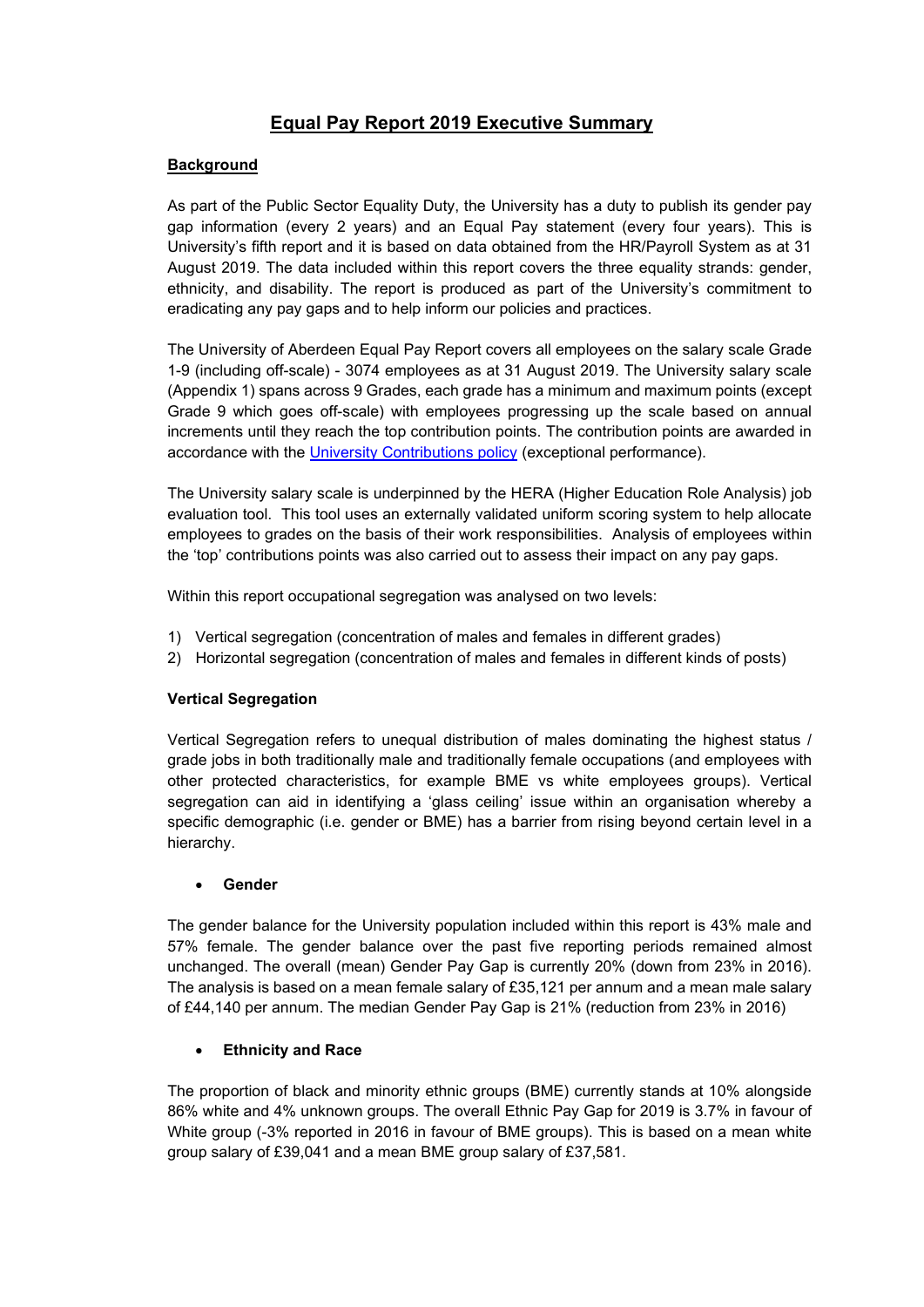# Equal Pay Report 2019 Executive Summary

## Background

As part of the Public Sector Equality Duty, the University has a duty to publish its gender pay gap information (every 2 years) and an Equal Pay statement (every four years). This is University's fifth report and it is based on data obtained from the HR/Payroll System as at 31 August 2019. The data included within this report covers the three equality strands: gender, ethnicity, and disability. The report is produced as part of the University's commitment to eradicating any pay gaps and to help inform our policies and practices.

The University of Aberdeen Equal Pay Report covers all employees on the salary scale Grade 1-9 (including off-scale) - 3074 employees as at 31 August 2019. The University salary scale (Appendix 1) spans across 9 Grades, each grade has a minimum and maximum points (except Grade 9 which goes off-scale) with employees progressing up the scale based on annual increments until they reach the top contribution points. The contribution points are awarded in accordance with the University Contributions policy (exceptional performance).

The University salary scale is underpinned by the HERA (Higher Education Role Analysis) job evaluation tool. This tool uses an externally validated uniform scoring system to help allocate employees to grades on the basis of their work responsibilities. Analysis of employees within the 'top' contributions points was also carried out to assess their impact on any pay gaps.

Within this report occupational segregation was analysed on two levels:

1) Vertical segregation (concentration of males and females in different grades)
2) Horizontal segregation (concentration of males and females in different kinds of posts)

### Vertical Segregation

Vertical Segregation refers to unequal distribution of males dominating the highest status / grade jobs in both traditionally male and traditionally female occupations (and employees with other protected characteristics, for example BME vs white employees groups). Vertical segregation can aid in identifying a 'glass ceiling' issue within an organisation whereby a specific demographic (i.e. gender or BME) has a barrier from rising beyond certain level in a hierarchy.

- **Gender**

The gender balance for the University population included within this report is 43% male and 57% female. The gender balance over the past five reporting periods remained almost unchanged. The overall (mean) Gender Pay Gap is currently 20% (down from 23% in 2016). The analysis is based on a mean female salary of £35,121 per annum and a mean male salary of £44,140 per annum. The median Gender Pay Gap is 21% (reduction from 23% in 2016)

- **Ethnicity and Race**

The proportion of black and minority ethnic groups (BME) currently stands at 10% alongside 86% white and 4% unknown groups. The overall Ethnic Pay Gap for 2019 is 3.7% in favour of White group (-3% reported in 2016 in favour of BME groups). This is based on a mean white group salary of £39,041 and a mean BME group salary of £37,581.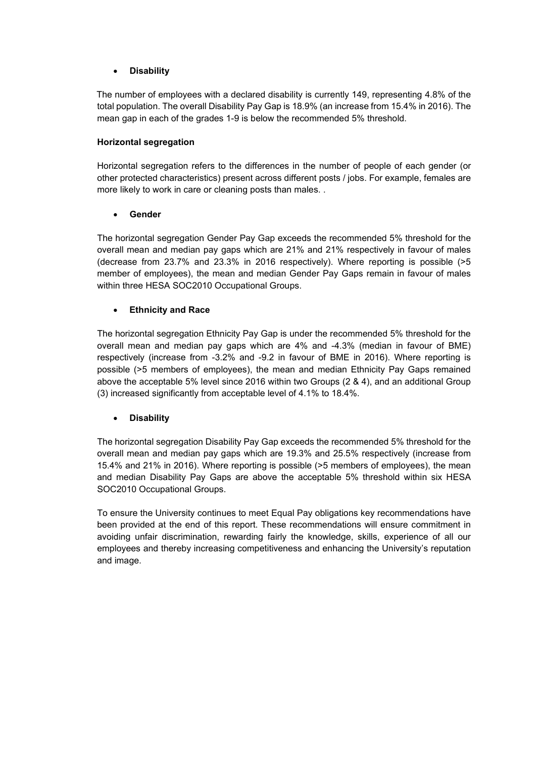- **Disability**

The number of employees with a declared disability is currently 149, representing 4.8% of the total population. The overall Disability Pay Gap is 18.9% (an increase from 15.4% in 2016). The mean gap in each of the grades 1-9 is below the recommended 5% threshold.

**Horizontal segregation**

Horizontal segregation refers to the differences in the number of people of each gender (or other protected characteristics) present across different posts / jobs. For example, females are more likely to work in care or cleaning posts than males. .

- **Gender**

The horizontal segregation Gender Pay Gap exceeds the recommended 5% threshold for the overall mean and median pay gaps which are 21% and 21% respectively in favour of males (decrease from 23.7% and 23.3% in 2016 respectively). Where reporting is possible (>5 member of employees), the mean and median Gender Pay Gaps remain in favour of males within three HESA SOC2010 Occupational Groups.

- **Ethnicity and Race**

The horizontal segregation Ethnicity Pay Gap is under the recommended 5% threshold for the overall mean and median pay gaps which are 4% and -4.3% (median in favour of BME) respectively (increase from -3.2% and -9.2 in favour of BME in 2016). Where reporting is possible (>5 members of employees), the mean and median Ethnicity Pay Gaps remained above the acceptable 5% level since 2016 within two Groups (2 & 4), and an additional Group (3) increased significantly from acceptable level of 4.1% to 18.4%.

- **Disability**

The horizontal segregation Disability Pay Gap exceeds the recommended 5% threshold for the overall mean and median pay gaps which are 19.3% and 25.5% respectively (increase from 15.4% and 21% in 2016). Where reporting is possible (>5 members of employees), the mean and median Disability Pay Gaps are above the acceptable 5% threshold within six HESA SOC2010 Occupational Groups.

To ensure the University continues to meet Equal Pay obligations key recommendations have been provided at the end of this report. These recommendations will ensure commitment in avoiding unfair discrimination, rewarding fairly the knowledge, skills, experience of all our employees and thereby increasing competitiveness and enhancing the University's reputation and image.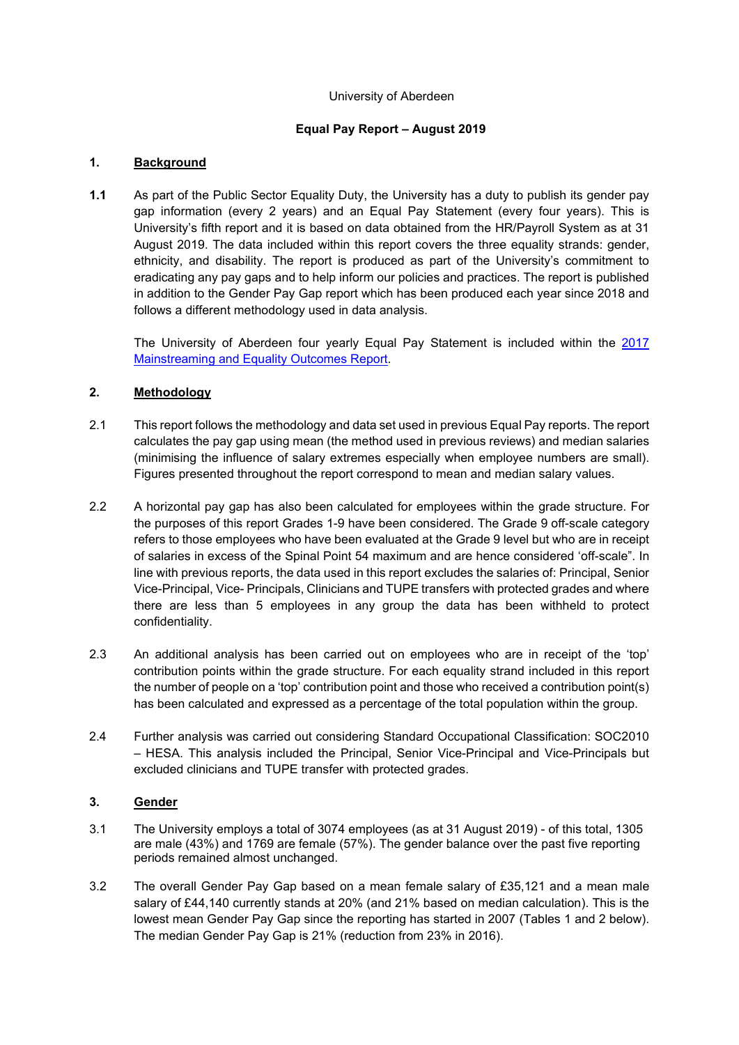University of Aberdeen

**Equal Pay Report – August 2019**

## 1. Background

**1.1** As part of the Public Sector Equality Duty, the University has a duty to publish its gender pay gap information (every 2 years) and an Equal Pay Statement (every four years). This is University's fifth report and it is based on data obtained from the HR/Payroll System as at 31 August 2019. The data included within this report covers the three equality strands: gender, ethnicity, and disability. The report is produced as part of the University's commitment to eradicating any pay gaps and to help inform our policies and practices. The report is published in addition to the Gender Pay Gap report which has been produced each year since 2018 and follows a different methodology used in data analysis.

The University of Aberdeen four yearly Equal Pay Statement is included within the 2017 Mainstreaming and Equality Outcomes Report.

## 2. Methodology

2.1 This report follows the methodology and data set used in previous Equal Pay reports. The report calculates the pay gap using mean (the method used in previous reviews) and median salaries (minimising the influence of salary extremes especially when employee numbers are small). Figures presented throughout the report correspond to mean and median salary values.

2.2 A horizontal pay gap has also been calculated for employees within the grade structure. For the purposes of this report Grades 1-9 have been considered. The Grade 9 off-scale category refers to those employees who have been evaluated at the Grade 9 level but who are in receipt of salaries in excess of the Spinal Point 54 maximum and are hence considered 'off-scale". In line with previous reports, the data used in this report excludes the salaries of: Principal, Senior Vice-Principal, Vice- Principals, Clinicians and TUPE transfers with protected grades and where there are less than 5 employees in any group the data has been withheld to protect confidentiality.

2.3 An additional analysis has been carried out on employees who are in receipt of the 'top' contribution points within the grade structure. For each equality strand included in this report the number of people on a 'top' contribution point and those who received a contribution point(s) has been calculated and expressed as a percentage of the total population within the group.

2.4 Further analysis was carried out considering Standard Occupational Classification: SOC2010 – HESA. This analysis included the Principal, Senior Vice-Principal and Vice-Principals but excluded clinicians and TUPE transfer with protected grades.

## 3. Gender

3.1 The University employs a total of 3074 employees (as at 31 August 2019) - of this total, 1305 are male (43%) and 1769 are female (57%). The gender balance over the past five reporting periods remained almost unchanged.

3.2 The overall Gender Pay Gap based on a mean female salary of £35,121 and a mean male salary of £44,140 currently stands at 20% (and 21% based on median calculation). This is the lowest mean Gender Pay Gap since the reporting has started in 2007 (Tables 1 and 2 below). The median Gender Pay Gap is 21% (reduction from 23% in 2016).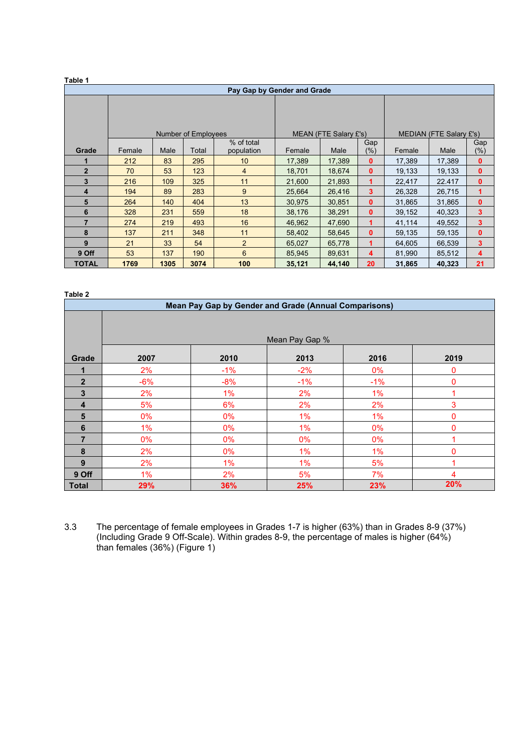**Table 1**

| Pay Gap by Gender and Grade | | | | | | | | | | |
|---|---|---|---|---|---|---|---|---|---|---|
| | Number of Employees | | | | MEAN (FTE Salary £'s) | | | MEDIAN (FTE Salary £'s) | | |
| Grade | Female | Male | Total | % of total population | Female | Male | Gap (%) | Female | Male | Gap (%) |
| 1 | 212 | 83 | 295 | 10 | 17,389 | 17,389 | 0 | 17,389 | 17,389 | 0 |
| 2 | 70 | 53 | 123 | 4 | 18,701 | 18,674 | 0 | 19,133 | 19,133 | 0 |
| 3 | 216 | 109 | 325 | 11 | 21,600 | 21,893 | 1 | 22,417 | 22.417 | 0 |
| 4 | 194 | 89 | 283 | 9 | 25,664 | 26,416 | 3 | 26,328 | 26,715 | 1 |
| 5 | 264 | 140 | 404 | 13 | 30,975 | 30,851 | 0 | 31,865 | 31,865 | 0 |
| 6 | 328 | 231 | 559 | 18 | 38,176 | 38,291 | 0 | 39,152 | 40,323 | 3 |
| 7 | 274 | 219 | 493 | 16 | 46,962 | 47,690 | 1 | 41,114 | 49,552 | 3 |
| 8 | 137 | 211 | 348 | 11 | 58,402 | 58,645 | 0 | 59,135 | 59,135 | 0 |
| 9 | 21 | 33 | 54 | 2 | 65,027 | 65,778 | 1 | 64,605 | 66,539 | 3 |
| 9 Off | 53 | 137 | 190 | 6 | 85,945 | 89,631 | 4 | 81,990 | 85,512 | 4 |
| **TOTAL** | **1769** | **1305** | **3074** | **100** | **35,121** | **44,140** | **20** | **31,865** | **40,323** | **21** |

**Table 2**

| Mean Pay Gap by Gender and Grade (Annual Comparisons) | | | | | |
|---|---|---|---|---|---|
| | Mean Pay Gap % | | | | |
| Grade | 2007 | 2010 | 2013 | 2016 | 2019 |
| 1 | 2% | -1% | -2% | 0% | 0 |
| 2 | -6% | -8% | -1% | -1% | 0 |
| 3 | 2% | 1% | 2% | 1% | 1 |
| 4 | 5% | 6% | 2% | 2% | 3 |
| 5 | 0% | 0% | 1% | 1% | 0 |
| 6 | 1% | 0% | 1% | 0% | 0 |
| 7 | 0% | 0% | 0% | 0% | 1 |
| 8 | 2% | 0% | 1% | 1% | 0 |
| 9 | 2% | 1% | 1% | 5% | 1 |
| 9 Off | 1% | 2% | 5% | 7% | 4 |
| **Total** | **29%** | **36%** | **25%** | **23%** | **20%** |

3.3 The percentage of female employees in Grades 1-7 is higher (63%) than in Grades 8-9 (37%) (Including Grade 9 Off-Scale). Within grades 8-9, the percentage of males is higher (64%) than females (36%) (Figure 1)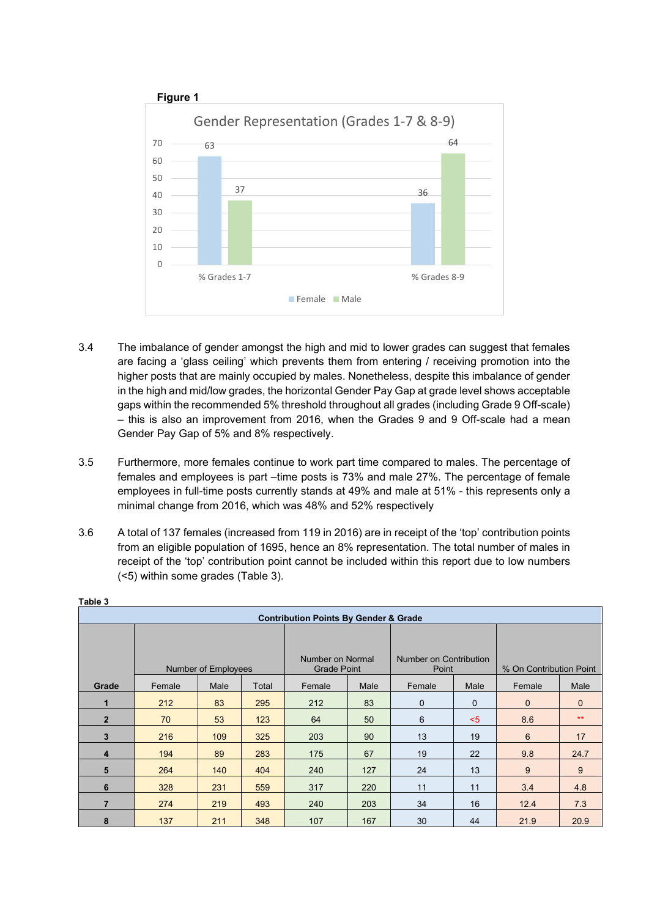**Figure 1**

3.4 The imbalance of gender amongst the high and mid to lower grades can suggest that females are facing a 'glass ceiling' which prevents them from entering / receiving promotion into the higher posts that are mainly occupied by males. Nonetheless, despite this imbalance of gender in the high and mid/low grades, the horizontal Gender Pay Gap at grade level shows acceptable gaps within the recommended 5% threshold throughout all grades (including Grade 9 Off-scale) – this is also an improvement from 2016, when the Grades 9 and 9 Off-scale had a mean Gender Pay Gap of 5% and 8% respectively.

3.5 Furthermore, more females continue to work part time compared to males. The percentage of females and employees is part –time posts is 73% and male 27%. The percentage of female employees in full-time posts currently stands at 49% and male at 51% - this represents only a minimal change from 2016, which was 48% and 52% respectively

3.6 A total of 137 females (increased from 119 in 2016) are in receipt of the 'top' contribution points from an eligible population of 1695, hence an 8% representation. The total number of males in receipt of the 'top' contribution point cannot be included within this report due to low numbers (<5) within some grades (Table 3).

**Table 3**

| Contribution Points By Gender & Grade | | | | | | | | | |
|---|---|---|---|---|---|---|---|---|---|
| | Number of Employees | | | Number on Normal Grade Point | | Number on Contribution Point | | % On Contribution Point | |
| Grade | Female | Male | Total | Female | Male | Female | Male | Female | Male |
| 1 | 212 | 83 | 295 | 212 | 83 | 0 | 0 | 0 | 0 |
| 2 | 70 | 53 | 123 | 64 | 50 | 6 | <5 | 8.6 | ** |
| 3 | 216 | 109 | 325 | 203 | 90 | 13 | 19 | 6 | 17 |
| 4 | 194 | 89 | 283 | 175 | 67 | 19 | 22 | 9.8 | 24.7 |
| 5 | 264 | 140 | 404 | 240 | 127 | 24 | 13 | 9 | 9 |
| 6 | 328 | 231 | 559 | 317 | 220 | 11 | 11 | 3.4 | 4.8 |
| 7 | 274 | 219 | 493 | 240 | 203 | 34 | 16 | 12.4 | 7.3 |
| 8 | 137 | 211 | 348 | 107 | 167 | 30 | 44 | 21.9 | 20.9 |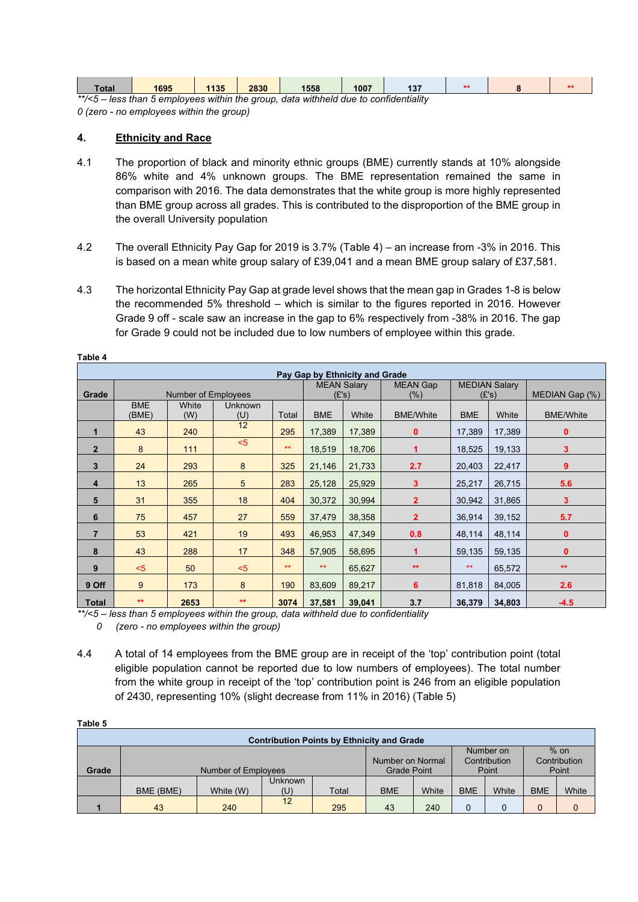| Total | 1695 | 1135 | 2830 | 1558 | 1007 | 137 | ** | 8 | ** |
|---|---|---|---|---|---|---|---|---|---|

*\*\*/<5 – less than 5 employees within the group, data withheld due to confidentiality*

*0 (zero - no employees within the group)*

## 4. Ethnicity and Race

4.1 The proportion of black and minority ethnic groups (BME) currently stands at 10% alongside 86% white and 4% unknown groups. The BME representation remained the same in comparison with 2016. The data demonstrates that the white group is more highly represented than BME group across all grades. This is contributed to the disproportion of the BME group in the overall University population

4.2 The overall Ethnicity Pay Gap for 2019 is 3.7% (Table 4) – an increase from -3% in 2016. This is based on a mean white group salary of £39,041 and a mean BME group salary of £37,581.

4.3 The horizontal Ethnicity Pay Gap at grade level shows that the mean gap in Grades 1-8 is below the recommended 5% threshold – which is similar to the figures reported in 2016. However Grade 9 off - scale saw an increase in the gap to 6% respectively from -38% in 2016. The gap for Grade 9 could not be included due to low numbers of employee within this grade.

**Table 4**

| Pay Gap by Ethnicity and Grade | | | | | | | | | | |
|---|---|---|---|---|---|---|---|---|---|---|
| Grade | Number of Employees | | | | MEAN Salary (£'s) | | MEAN Gap (%) | MEDIAN Salary (£'s) | | MEDIAN Gap (%) |
| | BME (BME) | White (W) | Unknown (U) | Total | BME | White | BME/White | BME | White | BME/White |
| 1 | 43 | 240 | 12 | 295 | 17,389 | 17,389 | 0 | 17,389 | 17,389 | 0 |
| 2 | 8 | 111 | <5 | ** | 18,519 | 18,706 | 1 | 18,525 | 19,133 | 3 |
| 3 | 24 | 293 | 8 | 325 | 21,146 | 21,733 | 2.7 | 20,403 | 22,417 | 9 |
| 4 | 13 | 265 | 5 | 283 | 25,128 | 25,929 | 3 | 25,217 | 26,715 | 5.6 |
| 5 | 31 | 355 | 18 | 404 | 30,372 | 30,994 | 2 | 30,942 | 31,865 | 3 |
| 6 | 75 | 457 | 27 | 559 | 37,479 | 38,358 | 2 | 36,914 | 39,152 | 5.7 |
| 7 | 53 | 421 | 19 | 493 | 46,953 | 47,349 | 0.8 | 48,114 | 48,114 | 0 |
| 8 | 43 | 288 | 17 | 348 | 57,905 | 58,695 | 1 | 59,135 | 59,135 | 0 |
| 9 | <5 | 50 | <5 | ** | ** | 65,627 | ** | ** | 65,572 | ** |
| 9 Off | 9 | 173 | 8 | 190 | 83,609 | 89,217 | 6 | 81,818 | 84,005 | 2.6 |
| Total | ** | 2653 | ** | 3074 | 37,581 | 39,041 | 3.7 | 36,379 | 34,803 | -4.5 |

*\*\*/<5 – less than 5 employees within the group, data withheld due to confidentiality*

*0 (zero - no employees within the group)*

4.4 A total of 14 employees from the BME group are in receipt of the 'top' contribution point (total eligible population cannot be reported due to low numbers of employees). The total number from the white group in receipt of the 'top' contribution point is 246 from an eligible population of 2430, representing 10% (slight decrease from 11% in 2016) (Table 5)

**Table 5**

| Contribution Points by Ethnicity and Grade | | | | | | | | | | |
|---|---|---|---|---|---|---|---|---|---|---|
| Grade | Number of Employees | | | | Number on Normal Grade Point | | Number on Contribution Point | | % on Contribution Point | |
| | BME (BME) | White (W) | Unknown (U) | Total | BME | White | BME | White | BME | White |
| 1 | 43 | 240 | 12 | 295 | 43 | 240 | 0 | 0 | 0 | 0 |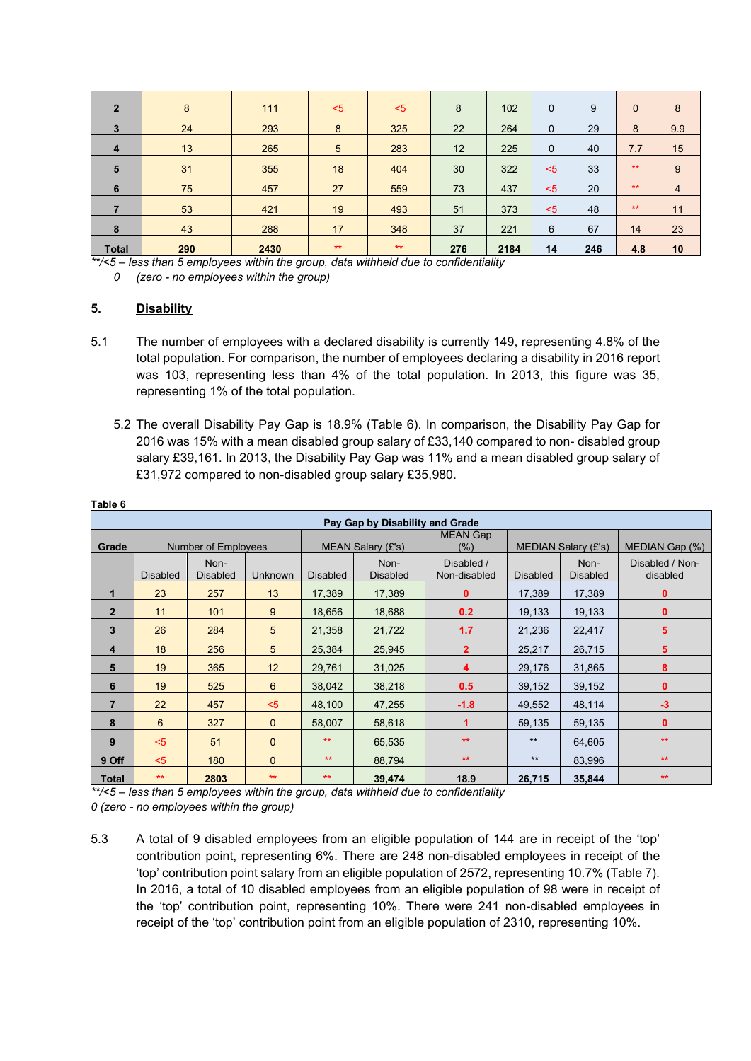| 2 | 8 | 111 | <5 | <5 | 8 | 102 | 0 | 9 | 0 | 8 |
|---|---|---|---|---|---|---|---|---|---|---|
| 3 | 24 | 293 | 8 | 325 | 22 | 264 | 0 | 29 | 8 | 9.9 |
| 4 | 13 | 265 | 5 | 283 | 12 | 225 | 0 | 40 | 7.7 | 15 |
| 5 | 31 | 355 | 18 | 404 | 30 | 322 | <5 | 33 | ** | 9 |
| 6 | 75 | 457 | 27 | 559 | 73 | 437 | <5 | 20 | ** | 4 |
| 7 | 53 | 421 | 19 | 493 | 51 | 373 | <5 | 48 | ** | 11 |
| 8 | 43 | 288 | 17 | 348 | 37 | 221 | 6 | 67 | 14 | 23 |
| **Total** | **290** | **2430** | ** | ** | **276** | **2184** | **14** | **246** | **4.8** | **10** |

*\*\*/<5 – less than 5 employees within the group, data withheld due to confidentiality*

*0 (zero - no employees within the group)*

## 5. Disability

5.1 The number of employees with a declared disability is currently 149, representing 4.8% of the total population. For comparison, the number of employees declaring a disability in 2016 report was 103, representing less than 4% of the total population. In 2013, this figure was 35, representing 1% of the total population.

5.2 The overall Disability Pay Gap is 18.9% (Table 6). In comparison, the Disability Pay Gap for 2016 was 15% with a mean disabled group salary of £33,140 compared to non- disabled group salary £39,161. In 2013, the Disability Pay Gap was 11% and a mean disabled group salary of £31,972 compared to non-disabled group salary £35,980.

**Table 6**

**Pay Gap by Disability and Grade**

| Grade | Number of Employees | | | MEAN Salary (£'s) | | MEAN Gap (%) | MEDIAN Salary (£'s) | | MEDIAN Gap (%) |
|---|---|---|---|---|---|---|---|---|---|
| | Disabled | Non-Disabled | Unknown | Disabled | Non-Disabled | Disabled / Non-disabled | Disabled | Non-Disabled | Disabled / Non-disabled |
| 1 | 23 | 257 | 13 | 17,389 | 17,389 | 0 | 17,389 | 17,389 | 0 |
| 2 | 11 | 101 | 9 | 18,656 | 18,688 | 0.2 | 19,133 | 19,133 | 0 |
| 3 | 26 | 284 | 5 | 21,358 | 21,722 | 1.7 | 21,236 | 22,417 | 5 |
| 4 | 18 | 256 | 5 | 25,384 | 25,945 | 2 | 25,217 | 26,715 | 5 |
| 5 | 19 | 365 | 12 | 29,761 | 31,025 | 4 | 29,176 | 31,865 | 8 |
| 6 | 19 | 525 | 6 | 38,042 | 38,218 | 0.5 | 39,152 | 39,152 | 0 |
| 7 | 22 | 457 | <5 | 48,100 | 47,255 | -1.8 | 49,552 | 48,114 | -3 |
| 8 | 6 | 327 | 0 | 58,007 | 58,618 | 1 | 59,135 | 59,135 | 0 |
| 9 | <5 | 51 | 0 | ** | 65,535 | ** | ** | 64,605 | ** |
| 9 Off | <5 | 180 | 0 | ** | 88,794 | ** | ** | 83,996 | ** |
| **Total** | ** | **2803** | ** | ** | **39,474** | **18.9** | **26,715** | **35,844** | ** |

*\*\*/<5 – less than 5 employees within the group, data withheld due to confidentiality*

*0 (zero - no employees within the group)*

5.3 A total of 9 disabled employees from an eligible population of 144 are in receipt of the 'top' contribution point, representing 6%. There are 248 non-disabled employees in receipt of the 'top' contribution point salary from an eligible population of 2572, representing 10.7% (Table 7). In 2016, a total of 10 disabled employees from an eligible population of 98 were in receipt of the 'top' contribution point, representing 10%. There were 241 non-disabled employees in receipt of the 'top' contribution point from an eligible population of 2310, representing 10%.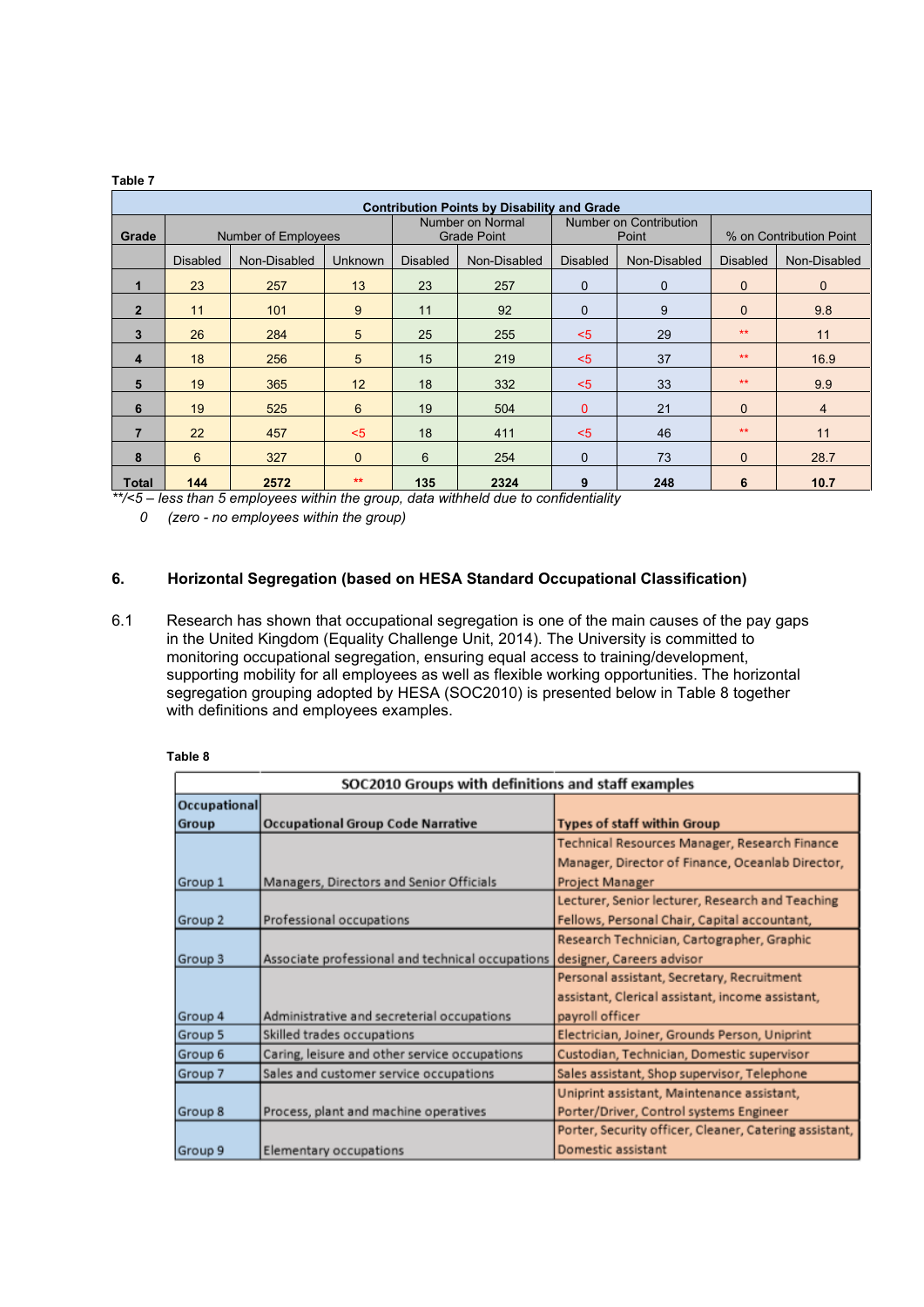**Table 7**

| Contribution Points by Disability and Grade | | | | | | | | | |
|---|---|---|---|---|---|---|---|---|---|
| Grade | Number of Employees | | | Number on Normal Grade Point | | Number on Contribution Point | | % on Contribution Point | |
| | Disabled | Non-Disabled | Unknown | Disabled | Non-Disabled | Disabled | Non-Disabled | Disabled | Non-Disabled |
| **1** | 23 | 257 | 13 | 23 | 257 | 0 | 0 | 0 | 0 |
| **2** | 11 | 101 | 9 | 11 | 92 | 0 | 9 | 0 | 9.8 |
| **3** | 26 | 284 | 5 | 25 | 255 | <5 | 29 | ** | 11 |
| **4** | 18 | 256 | 5 | 15 | 219 | <5 | 37 | ** | 16.9 |
| **5** | 19 | 365 | 12 | 18 | 332 | <5 | 33 | ** | 9.9 |
| **6** | 19 | 525 | 6 | 19 | 504 | 0 | 21 | 0 | 4 |
| **7** | 22 | 457 | <5 | 18 | 411 | <5 | 46 | ** | 11 |
| **8** | 6 | 327 | 0 | 6 | 254 | 0 | 73 | 0 | 28.7 |
| **Total** | **144** | **2572** | ** | **135** | **2324** | **9** | **248** | **6** | **10.7** |

*\*\*/<5 – less than 5 employees within the group, data withheld due to confidentiality*

*0 (zero - no employees within the group)*

## 6. Horizontal Segregation (based on HESA Standard Occupational Classification)

6.1 Research has shown that occupational segregation is one of the main causes of the pay gaps in the United Kingdom (Equality Challenge Unit, 2014). The University is committed to monitoring occupational segregation, ensuring equal access to training/development, supporting mobility for all employees as well as flexible working opportunities. The horizontal segregation grouping adopted by HESA (SOC2010) is presented below in Table 8 together with definitions and employees examples.

**Table 8**

| SOC2010 Groups with definitions and staff examples | | |
|---|---|---|
| Occupational Group | Occupational Group Code Narrative | Types of staff within Group |
| Group 1 | Managers, Directors and Senior Officials | Technical Resources Manager, Research Finance Manager, Director of Finance, Oceanlab Director, Project Manager |
| Group 2 | Professional occupations | Lecturer, Senior lecturer, Research and Teaching Fellows, Personal Chair, Capital accountant, |
| Group 3 | Associate professional and technical occupations | Research Technician, Cartographer, Graphic designer, Careers advisor |
| Group 4 | Administrative and secreterial occupations | Personal assistant, Secretary, Recruitment assistant, Clerical assistant, income assistant, payroll officer |
| Group 5 | Skilled trades occupations | Electrician, Joiner, Grounds Person, Uniprint |
| Group 6 | Caring, leisure and other service occupations | Custodian, Technician, Domestic supervisor |
| Group 7 | Sales and customer service occupations | Sales assistant, Shop supervisor, Telephone |
| Group 8 | Process, plant and machine operatives | Uniprint assistant, Maintenance assistant, Porter/Driver, Control systems Engineer |
| Group 9 | Elementary occupations | Porter, Security officer, Cleaner, Catering assistant, Domestic assistant |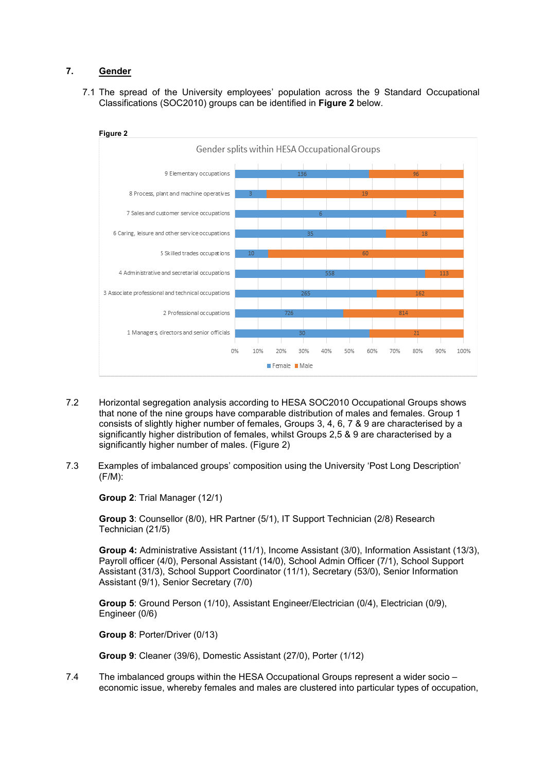## 7. Gender

7.1 The spread of the University employees' population across the 9 Standard Occupational Classifications (SOC2010) groups can be identified in **Figure 2** below.

**Figure 2**

Gender splits within HESA Occupational Groups

| Occupational Group | Female | Male |
|---|---|---|
| 9 Elementary occupations | 136 | 96 |
| 8 Process, plant and machine operatives | 3 | 19 |
| 7 Sales and customer service occupations | 6 | 2 |
| 6 Caring, leisure and other service occupations | 35 | 18 |
| 5 Skilled trades occupations | 10 | 60 |
| 4 Administrative and secretarial occupations | 558 | 113 |
| 3 Associate professional and technical occupations | 265 | 162 |
| 2 Professional occupations | 726 | 814 |
| 1 Managers, directors and senior officials | 30 | 21 |

7.2 Horizontal segregation analysis according to HESA SOC2010 Occupational Groups shows that none of the nine groups have comparable distribution of males and females. Group 1 consists of slightly higher number of females, Groups 3, 4, 6, 7 & 9 are characterised by a significantly higher distribution of females, whilst Groups 2,5 & 9 are characterised by a significantly higher number of males. (Figure 2)

7.3 Examples of imbalanced groups' composition using the University 'Post Long Description' (F/M):

**Group 2**: Trial Manager (12/1)

**Group 3**: Counsellor (8/0), HR Partner (5/1), IT Support Technician (2/8) Research Technician (21/5)

**Group 4:** Administrative Assistant (11/1), Income Assistant (3/0), Information Assistant (13/3), Payroll officer (4/0), Personal Assistant (14/0), School Admin Officer (7/1), School Support Assistant (31/3), School Support Coordinator (11/1), Secretary (53/0), Senior Information Assistant (9/1), Senior Secretary (7/0)

**Group 5**: Ground Person (1/10), Assistant Engineer/Electrician (0/4), Electrician (0/9), Engineer (0/6)

**Group 8**: Porter/Driver (0/13)

**Group 9**: Cleaner (39/6), Domestic Assistant (27/0), Porter (1/12)

7.4 The imbalanced groups within the HESA Occupational Groups represent a wider socio – economic issue, whereby females and males are clustered into particular types of occupation,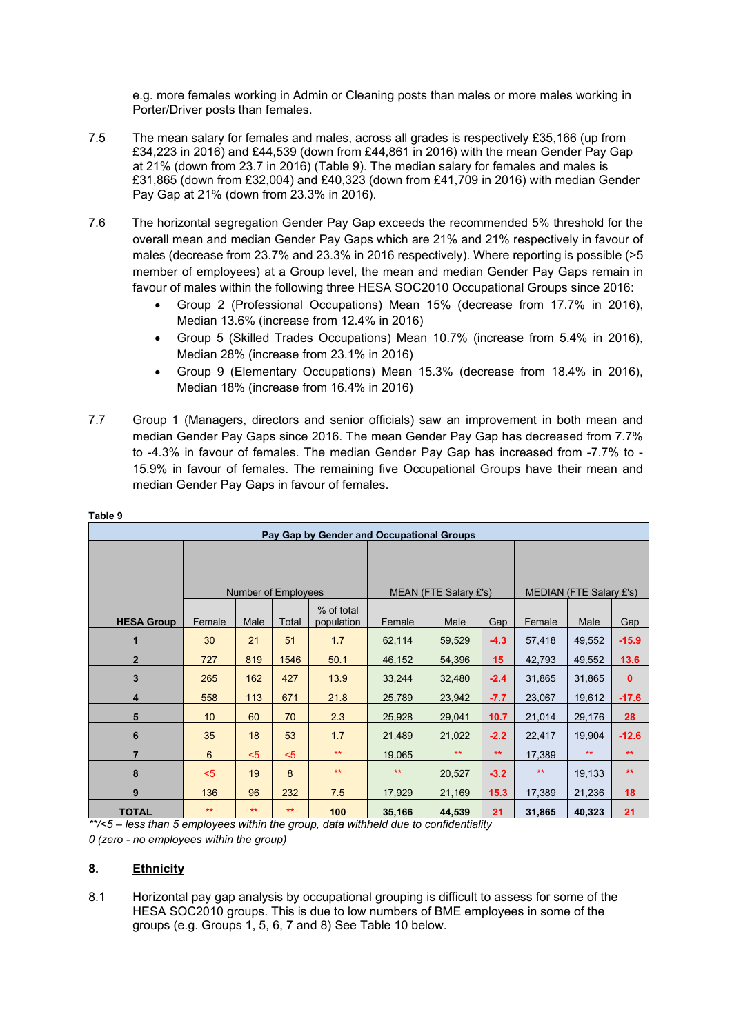e.g. more females working in Admin or Cleaning posts than males or more males working in Porter/Driver posts than females.

7.5 The mean salary for females and males, across all grades is respectively £35,166 (up from £34,223 in 2016) and £44,539 (down from £44,861 in 2016) with the mean Gender Pay Gap at 21% (down from 23.7 in 2016) (Table 9). The median salary for females and males is £31,865 (down from £32,004) and £40,323 (down from £41,709 in 2016) with median Gender Pay Gap at 21% (down from 23.3% in 2016).

7.6 The horizontal segregation Gender Pay Gap exceeds the recommended 5% threshold for the overall mean and median Gender Pay Gaps which are 21% and 21% respectively in favour of males (decrease from 23.7% and 23.3% in 2016 respectively). Where reporting is possible (>5 member of employees) at a Group level, the mean and median Gender Pay Gaps remain in favour of males within the following three HESA SOC2010 Occupational Groups since 2016:

- Group 2 (Professional Occupations) Mean 15% (decrease from 17.7% in 2016), Median 13.6% (increase from 12.4% in 2016)
- Group 5 (Skilled Trades Occupations) Mean 10.7% (increase from 5.4% in 2016), Median 28% (increase from 23.1% in 2016)
- Group 9 (Elementary Occupations) Mean 15.3% (decrease from 18.4% in 2016), Median 18% (increase from 16.4% in 2016)

7.7 Group 1 (Managers, directors and senior officials) saw an improvement in both mean and median Gender Pay Gaps since 2016. The mean Gender Pay Gap has decreased from 7.7% to -4.3% in favour of females. The median Gender Pay Gap has increased from -7.7% to -15.9% in favour of females. The remaining five Occupational Groups have their mean and median Gender Pay Gaps in favour of females.

**Table 9**

| Pay Gap by Gender and Occupational Groups | | | | | | | | | | |
|---|---|---|---|---|---|---|---|---|---|---|
| | Number of Employees | | | | MEAN (FTE Salary £'s) | | | MEDIAN (FTE Salary £'s) | | |
| **HESA Group** | Female | Male | Total | % of total population | Female | Male | Gap | Female | Male | Gap |
| **1** | 30 | 21 | 51 | 1.7 | 62,114 | 59,529 | **-4.3** | 57,418 | 49,552 | **-15.9** |
| **2** | 727 | 819 | 1546 | 50.1 | 46,152 | 54,396 | **15** | 42,793 | 49,552 | **13.6** |
| **3** | 265 | 162 | 427 | 13.9 | 33,244 | 32,480 | **-2.4** | 31,865 | 31,865 | **0** |
| **4** | 558 | 113 | 671 | 21.8 | 25,789 | 23,942 | **-7.7** | 23,067 | 19,612 | **-17.6** |
| **5** | 10 | 60 | 70 | 2.3 | 25,928 | 29,041 | **10.7** | 21,014 | 29,176 | **28** |
| **6** | 35 | 18 | 53 | 1.7 | 21,489 | 21,022 | **-2.2** | 22,417 | 19,904 | **-12.6** |
| **7** | 6 | <5 | <5 | ** | 19,065 | ** | ** | 17,389 | ** | ** |
| **8** | <5 | 19 | 8 | ** | ** | 20,527 | **-3.2** | ** | 19,133 | ** |
| **9** | 136 | 96 | 232 | 7.5 | 17,929 | 21,169 | **15.3** | 17,389 | 21,236 | **18** |
| **TOTAL** | ** | ** | ** | **100** | **35,166** | **44,539** | **21** | **31,865** | **40,323** | **21** |

*\*\*/<5 – less than 5 employees within the group, data withheld due to confidentiality*

*0 (zero - no employees within the group)*

## 8. Ethnicity

8.1 Horizontal pay gap analysis by occupational grouping is difficult to assess for some of the HESA SOC2010 groups. This is due to low numbers of BME employees in some of the groups (e.g. Groups 1, 5, 6, 7 and 8) See Table 10 below.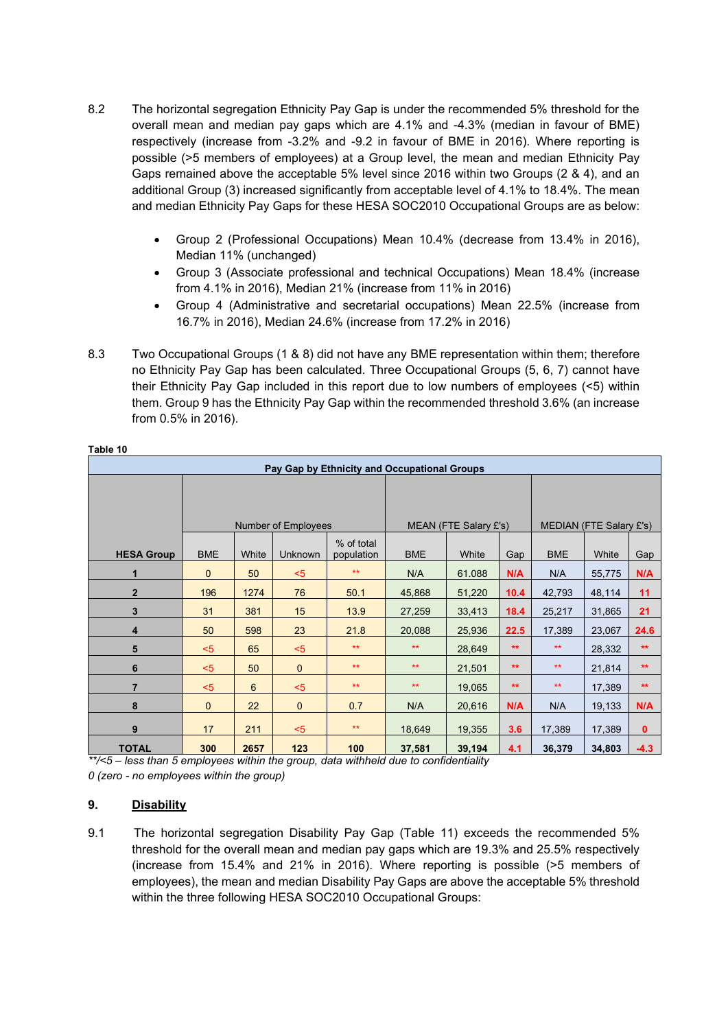8.2 The horizontal segregation Ethnicity Pay Gap is under the recommended 5% threshold for the overall mean and median pay gaps which are 4.1% and -4.3% (median in favour of BME) respectively (increase from -3.2% and -9.2 in favour of BME in 2016). Where reporting is possible (>5 members of employees) at a Group level, the mean and median Ethnicity Pay Gaps remained above the acceptable 5% level since 2016 within two Groups (2 & 4), and an additional Group (3) increased significantly from acceptable level of 4.1% to 18.4%. The mean and median Ethnicity Pay Gaps for these HESA SOC2010 Occupational Groups are as below:

- Group 2 (Professional Occupations) Mean 10.4% (decrease from 13.4% in 2016), Median 11% (unchanged)
- Group 3 (Associate professional and technical Occupations) Mean 18.4% (increase from 4.1% in 2016), Median 21% (increase from 11% in 2016)
- Group 4 (Administrative and secretarial occupations) Mean 22.5% (increase from 16.7% in 2016), Median 24.6% (increase from 17.2% in 2016)

8.3 Two Occupational Groups (1 & 8) did not have any BME representation within them; therefore no Ethnicity Pay Gap has been calculated. Three Occupational Groups (5, 6, 7) cannot have their Ethnicity Pay Gap included in this report due to low numbers of employees (<5) within them. Group 9 has the Ethnicity Pay Gap within the recommended threshold 3.6% (an increase from 0.5% in 2016).

**Table 10**

**Pay Gap by Ethnicity and Occupational Groups**

| | Number of Employees | | | | MEAN (FTE Salary £'s) | | | MEDIAN (FTE Salary £'s) | | |
|---|---|---|---|---|---|---|---|---|---|---|
| **HESA Group** | BME | White | Unknown | % of total population | BME | White | Gap | BME | White | Gap |
| **1** | 0 | 50 | <5 | ** | N/A | 61.088 | **N/A** | N/A | 55,775 | **N/A** |
| **2** | 196 | 1274 | 76 | 50.1 | 45,868 | 51,220 | **10.4** | 42,793 | 48,114 | **11** |
| **3** | 31 | 381 | 15 | 13.9 | 27,259 | 33,413 | **18.4** | 25,217 | 31,865 | **21** |
| **4** | 50 | 598 | 23 | 21.8 | 20,088 | 25,936 | **22.5** | 17,389 | 23,067 | **24.6** |
| **5** | <5 | 65 | <5 | ** | ** | 28,649 | ** | ** | 28,332 | ** |
| **6** | <5 | 50 | 0 | ** | ** | 21,501 | ** | ** | 21,814 | ** |
| **7** | <5 | 6 | <5 | ** | ** | 19,065 | ** | ** | 17,389 | ** |
| **8** | 0 | 22 | 0 | 0.7 | N/A | 20,616 | **N/A** | N/A | 19,133 | **N/A** |
| **9** | 17 | 211 | <5 | ** | 18,649 | 19,355 | **3.6** | 17,389 | 17,389 | **0** |
| **TOTAL** | **300** | **2657** | **123** | **100** | **37,581** | **39,194** | **4.1** | **36,379** | **34,803** | **-4.3** |

*\*\*/<5 – less than 5 employees within the group, data withheld due to confidentiality*

*0 (zero - no employees within the group)*

## 9. Disability

9.1 The horizontal segregation Disability Pay Gap (Table 11) exceeds the recommended 5% threshold for the overall mean and median pay gaps which are 19.3% and 25.5% respectively (increase from 15.4% and 21% in 2016). Where reporting is possible (>5 members of employees), the mean and median Disability Pay Gaps are above the acceptable 5% threshold within the three following HESA SOC2010 Occupational Groups: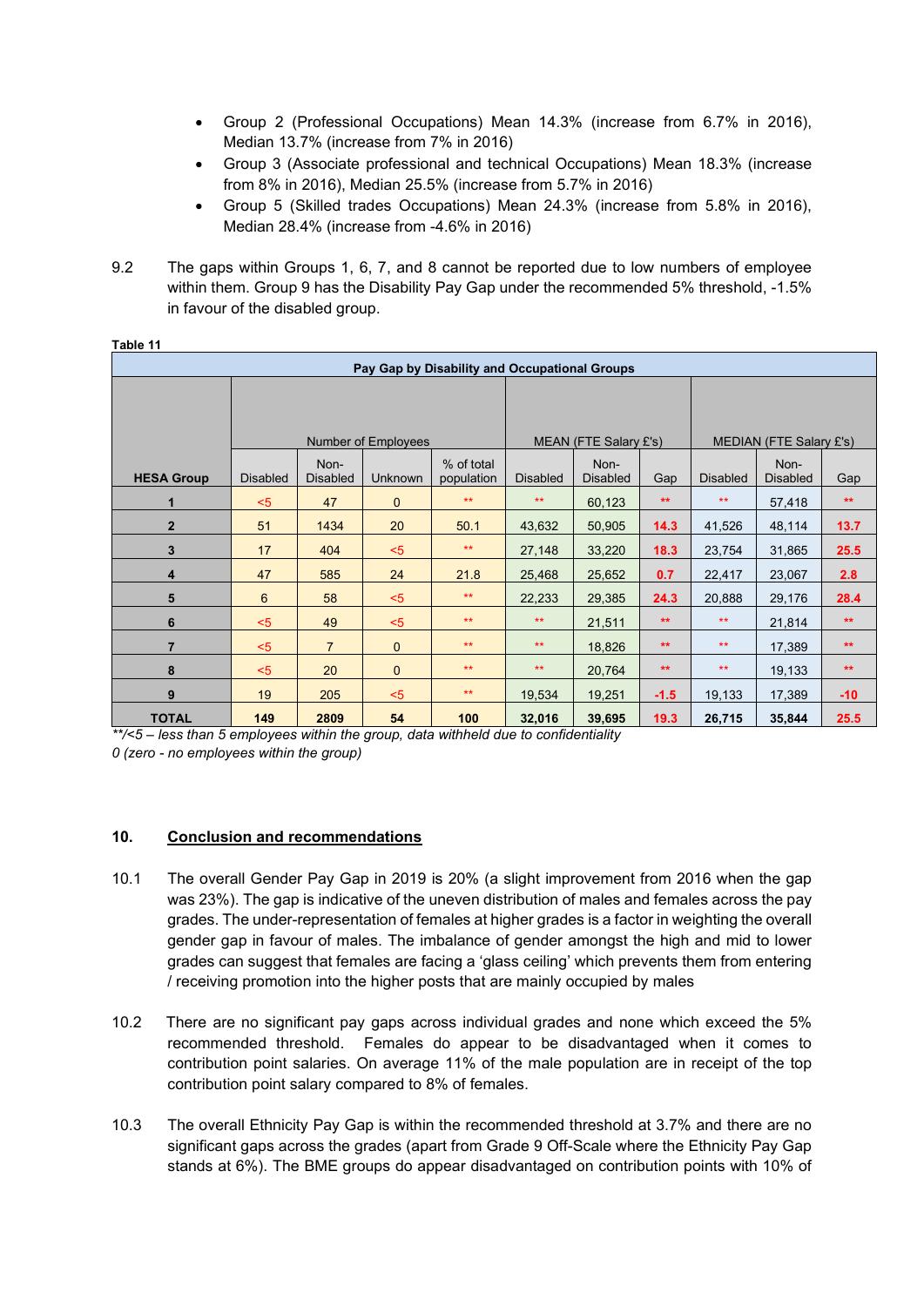- Group 2 (Professional Occupations) Mean 14.3% (increase from 6.7% in 2016), Median 13.7% (increase from 7% in 2016)
- Group 3 (Associate professional and technical Occupations) Mean 18.3% (increase from 8% in 2016), Median 25.5% (increase from 5.7% in 2016)
- Group 5 (Skilled trades Occupations) Mean 24.3% (increase from 5.8% in 2016), Median 28.4% (increase from -4.6% in 2016)

9.2 The gaps within Groups 1, 6, 7, and 8 cannot be reported due to low numbers of employee within them. Group 9 has the Disability Pay Gap under the recommended 5% threshold, -1.5% in favour of the disabled group.

**Table 11**

| Pay Gap by Disability and Occupational Groups | | | | | | | | | | |
|---|---|---|---|---|---|---|---|---|---|---|
| | Number of Employees | | | | MEAN (FTE Salary £'s) | | | MEDIAN (FTE Salary £'s) | | |
| **HESA Group** | Disabled | Non-Disabled | Unknown | % of total population | Disabled | Non-Disabled | Gap | Disabled | Non-Disabled | Gap |
| **1** | <5 | 47 | 0 | ** | ** | 60,123 | ** | ** | 57,418 | ** |
| **2** | 51 | 1434 | 20 | 50.1 | 43,632 | 50,905 | **14.3** | 41,526 | 48,114 | **13.7** |
| **3** | 17 | 404 | <5 | ** | 27,148 | 33,220 | **18.3** | 23,754 | 31,865 | **25.5** |
| **4** | 47 | 585 | 24 | 21.8 | 25,468 | 25,652 | **0.7** | 22,417 | 23,067 | **2.8** |
| **5** | 6 | 58 | <5 | ** | 22,233 | 29,385 | **24.3** | 20,888 | 29,176 | **28.4** |
| **6** | <5 | 49 | <5 | ** | ** | 21,511 | ** | ** | 21,814 | ** |
| **7** | <5 | 7 | 0 | ** | ** | 18,826 | ** | ** | 17,389 | ** |
| **8** | <5 | 20 | 0 | ** | ** | 20,764 | ** | ** | 19,133 | ** |
| **9** | 19 | 205 | <5 | ** | 19,534 | 19,251 | **-1.5** | 19,133 | 17,389 | **-10** |
| **TOTAL** | **149** | **2809** | **54** | **100** | **32,016** | **39,695** | **19.3** | **26,715** | **35,844** | **25.5** |

*\*\*/<5 – less than 5 employees within the group, data withheld due to confidentiality*

*0 (zero - no employees within the group)*

## 10. Conclusion and recommendations

10.1 The overall Gender Pay Gap in 2019 is 20% (a slight improvement from 2016 when the gap was 23%). The gap is indicative of the uneven distribution of males and females across the pay grades. The under-representation of females at higher grades is a factor in weighting the overall gender gap in favour of males. The imbalance of gender amongst the high and mid to lower grades can suggest that females are facing a 'glass ceiling' which prevents them from entering / receiving promotion into the higher posts that are mainly occupied by males

10.2 There are no significant pay gaps across individual grades and none which exceed the 5% recommended threshold. Females do appear to be disadvantaged when it comes to contribution point salaries. On average 11% of the male population are in receipt of the top contribution point salary compared to 8% of females.

10.3 The overall Ethnicity Pay Gap is within the recommended threshold at 3.7% and there are no significant gaps across the grades (apart from Grade 9 Off-Scale where the Ethnicity Pay Gap stands at 6%). The BME groups do appear disadvantaged on contribution points with 10% of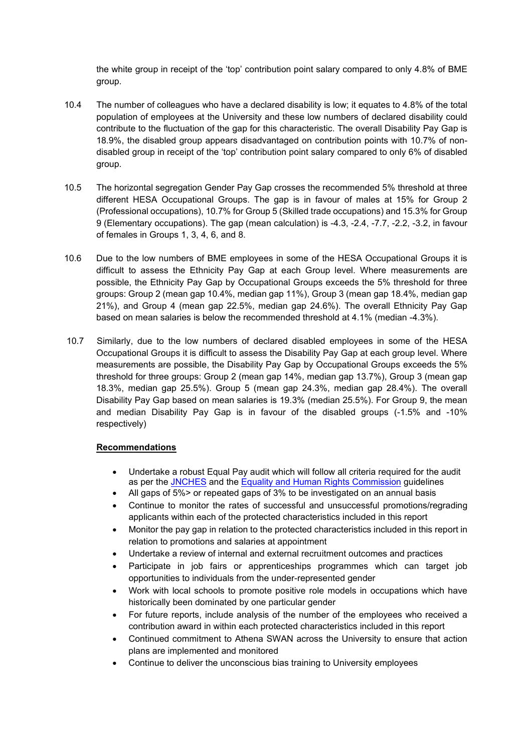the white group in receipt of the 'top' contribution point salary compared to only 4.8% of BME group.

10.4 The number of colleagues who have a declared disability is low; it equates to 4.8% of the total population of employees at the University and these low numbers of declared disability could contribute to the fluctuation of the gap for this characteristic. The overall Disability Pay Gap is 18.9%, the disabled group appears disadvantaged on contribution points with 10.7% of non-disabled group in receipt of the 'top' contribution point salary compared to only 6% of disabled group.

10.5 The horizontal segregation Gender Pay Gap crosses the recommended 5% threshold at three different HESA Occupational Groups. The gap is in favour of males at 15% for Group 2 (Professional occupations), 10.7% for Group 5 (Skilled trade occupations) and 15.3% for Group 9 (Elementary occupations). The gap (mean calculation) is -4.3, -2.4, -7.7, -2.2, -3.2, in favour of females in Groups 1, 3, 4, 6, and 8.

10.6 Due to the low numbers of BME employees in some of the HESA Occupational Groups it is difficult to assess the Ethnicity Pay Gap at each Group level. Where measurements are possible, the Ethnicity Pay Gap by Occupational Groups exceeds the 5% threshold for three groups: Group 2 (mean gap 10.4%, median gap 11%), Group 3 (mean gap 18.4%, median gap 21%), and Group 4 (mean gap 22.5%, median gap 24.6%). The overall Ethnicity Pay Gap based on mean salaries is below the recommended threshold at 4.1% (median -4.3%).

10.7 Similarly, due to the low numbers of declared disabled employees in some of the HESA Occupational Groups it is difficult to assess the Disability Pay Gap at each group level. Where measurements are possible, the Disability Pay Gap by Occupational Groups exceeds the 5% threshold for three groups: Group 2 (mean gap 14%, median gap 13.7%), Group 3 (mean gap 18.3%, median gap 25.5%). Group 5 (mean gap 24.3%, median gap 28.4%). The overall Disability Pay Gap based on mean salaries is 19.3% (median 25.5%). For Group 9, the mean and median Disability Pay Gap is in favour of the disabled groups (-1.5% and -10% respectively)

**Recommendations**

- Undertake a robust Equal Pay audit which will follow all criteria required for the audit as per the JNCHES and the Equality and Human Rights Commission guidelines
- All gaps of 5%> or repeated gaps of 3% to be investigated on an annual basis
- Continue to monitor the rates of successful and unsuccessful promotions/regrading applicants within each of the protected characteristics included in this report
- Monitor the pay gap in relation to the protected characteristics included in this report in relation to promotions and salaries at appointment
- Undertake a review of internal and external recruitment outcomes and practices
- Participate in job fairs or apprenticeships programmes which can target job opportunities to individuals from the under-represented gender
- Work with local schools to promote positive role models in occupations which have historically been dominated by one particular gender
- For future reports, include analysis of the number of the employees who received a contribution award in within each protected characteristics included in this report
- Continued commitment to Athena SWAN across the University to ensure that action plans are implemented and monitored
- Continue to deliver the unconscious bias training to University employees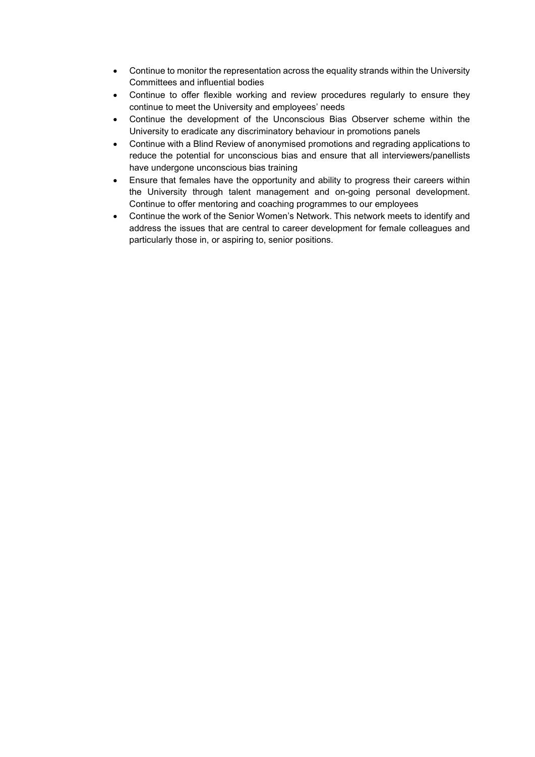- Continue to monitor the representation across the equality strands within the University Committees and influential bodies
- Continue to offer flexible working and review procedures regularly to ensure they continue to meet the University and employees' needs
- Continue the development of the Unconscious Bias Observer scheme within the University to eradicate any discriminatory behaviour in promotions panels
- Continue with a Blind Review of anonymised promotions and regrading applications to reduce the potential for unconscious bias and ensure that all interviewers/panellists have undergone unconscious bias training
- Ensure that females have the opportunity and ability to progress their careers within the University through talent management and on-going personal development. Continue to offer mentoring and coaching programmes to our employees
- Continue the work of the Senior Women's Network. This network meets to identify and address the issues that are central to career development for female colleagues and particularly those in, or aspiring to, senior positions.